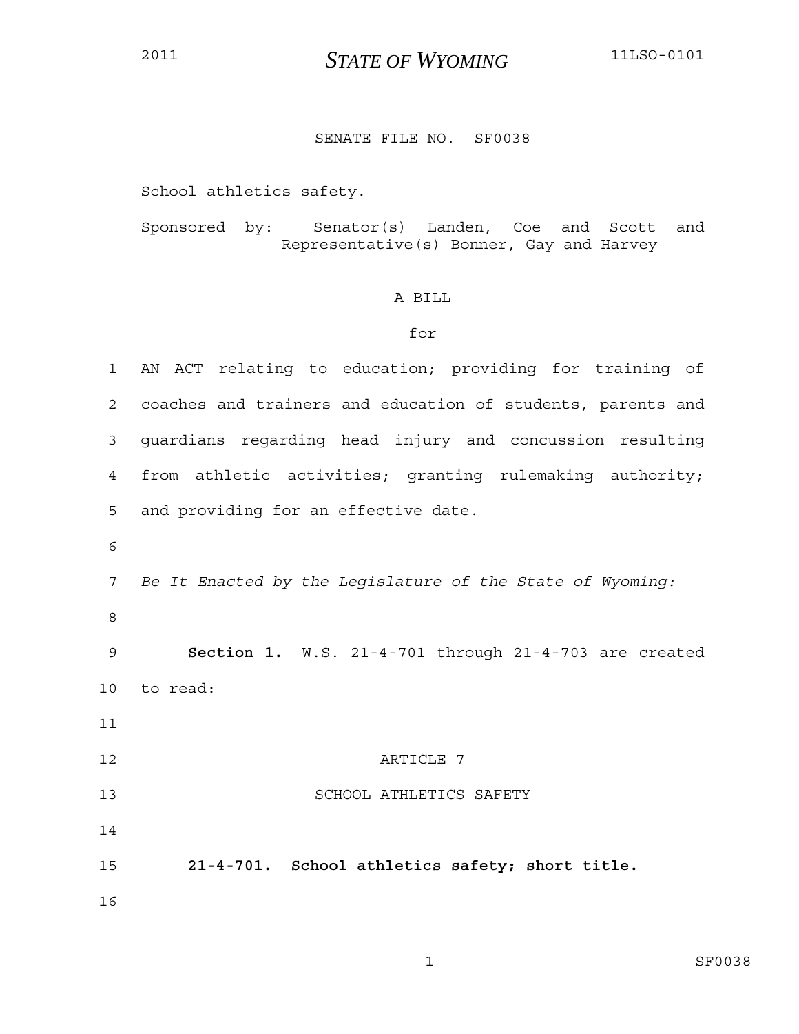2011 **STATE OF WYOMING** 11LSO-0101

SENATE FILE NO. SF0038

School athletics safety.

Sponsored by: Senator(s) Landen, Coe and Scott and Representative(s) Bonner, Gay and Harvey

A BILL

for

AN ACT relating to education; providing for training of coaches and trainers and education of students, parents and guardians regarding head injury and concussion resulting from athletic activities; granting rulemaking authority; and providing for an effective date.

*Be It Enacted by the Legislature of the State of Wyoming:*

**Section 1.** W.S. 21-4-701 through 21-4-703 are created to read:

ARTICLE 7

SCHOOL ATHLETICS SAFETY

**21-4-701. School athletics safety; short title.**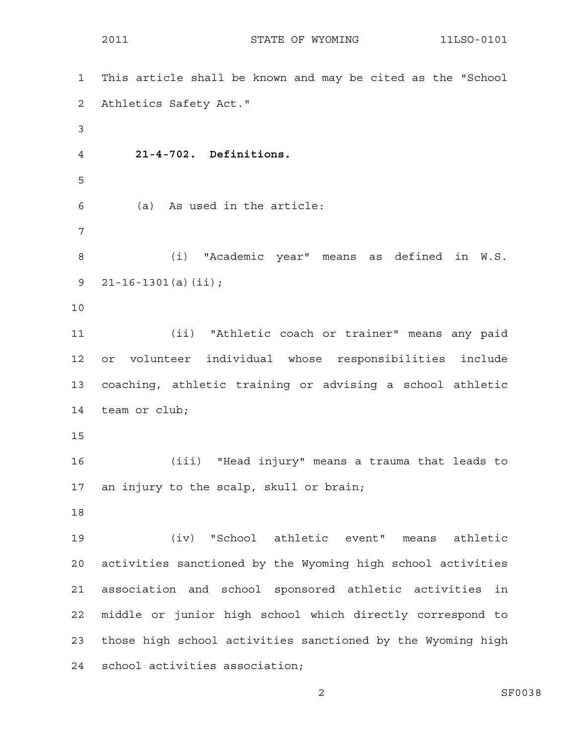This article shall be known and may be cited as the "School Athletics Safety Act."

**21-4-702. Definitions.**

(a) As used in the article:

(i) "Academic year" means as defined in W.S. 21-16-1301(a)(ii);

(ii) "Athletic coach or trainer" means any paid or volunteer individual whose responsibilities include coaching, athletic training or advising a school athletic team or club;

(iii) "Head injury" means a trauma that leads to an injury to the scalp, skull or brain;

(iv) "School athletic event" means athletic activities sanctioned by the Wyoming high school activities association and school sponsored athletic activities in middle or junior high school which directly correspond to those high school activities sanctioned by the Wyoming high school activities association;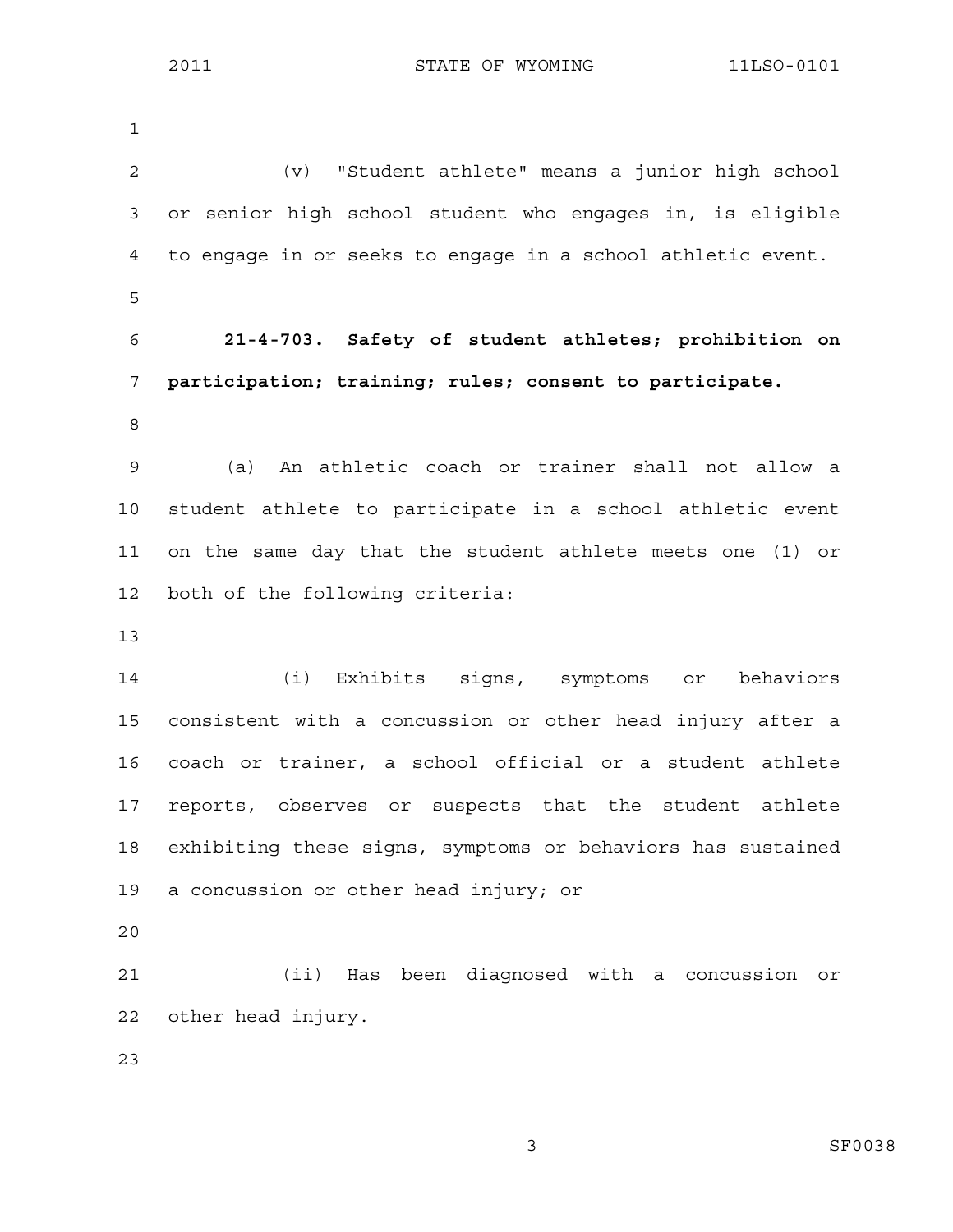(v) "Student athlete" means a junior high school or senior high school student who engages in, is eligible to engage in or seeks to engage in a school athletic event.

**21-4-703. Safety of student athletes; prohibition on participation; training; rules; consent to participate.**

(a) An athletic coach or trainer shall not allow a student athlete to participate in a school athletic event on the same day that the student athlete meets one (1) or both of the following criteria:

(i) Exhibits signs, symptoms or behaviors consistent with a concussion or other head injury after a coach or trainer, a school official or a student athlete reports, observes or suspects that the student athlete exhibiting these signs, symptoms or behaviors has sustained a concussion or other head injury; or

(ii) Has been diagnosed with a concussion or other head injury.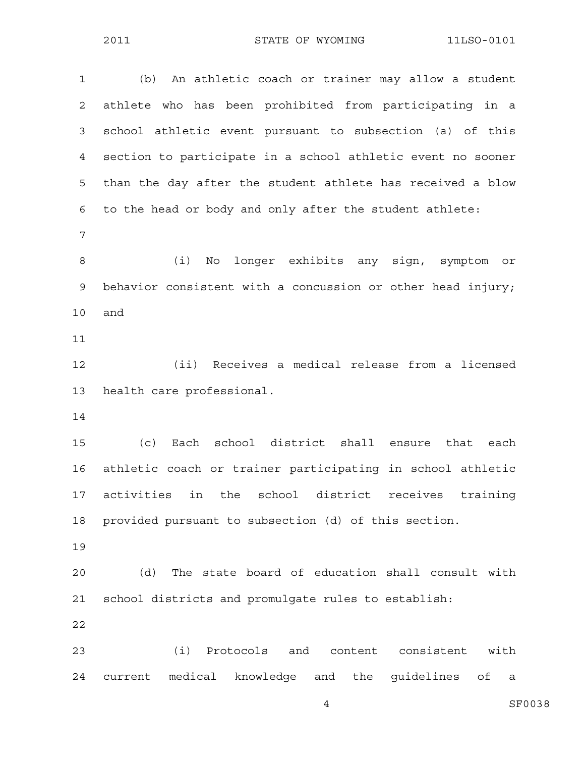(b) An athletic coach or trainer may allow a student athlete who has been prohibited from participating in a school athletic event pursuant to subsection (a) of this section to participate in a school athletic event no sooner than the day after the student athlete has received a blow to the head or body and only after the student athlete:

(i) No longer exhibits any sign, symptom or behavior consistent with a concussion or other head injury; and

(ii) Receives a medical release from a licensed health care professional.

(c) Each school district shall ensure that each athletic coach or trainer participating in school athletic activities in the school district receives training provided pursuant to subsection (d) of this section.

(d) The state board of education shall consult with school districts and promulgate rules to establish:

(i) Protocols and content consistent with current medical knowledge and the guidelines of a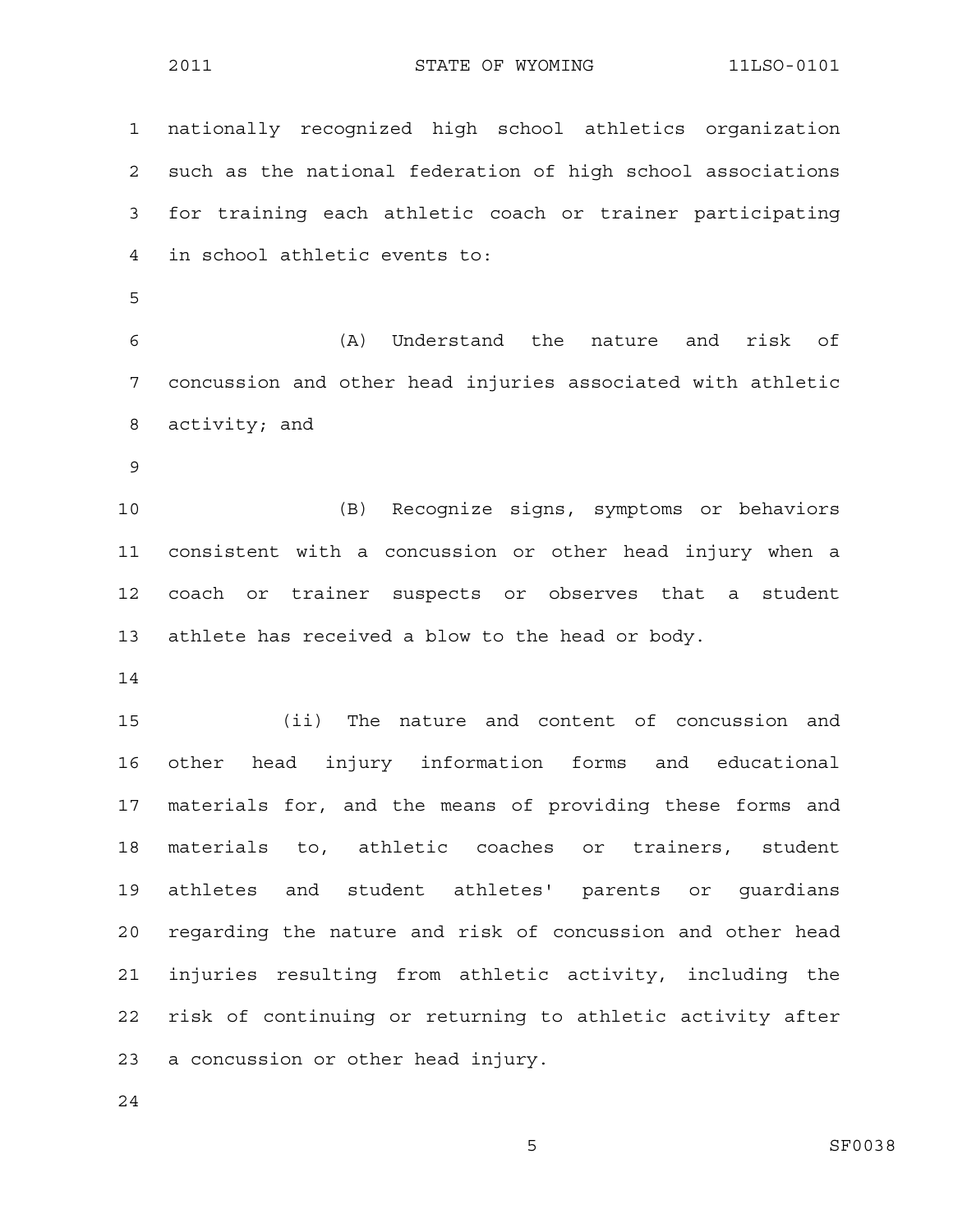nationally recognized high school athletics organization such as the national federation of high school associations for training each athletic coach or trainer participating in school athletic events to:

(A) Understand the nature and risk of concussion and other head injuries associated with athletic activity; and

(B) Recognize signs, symptoms or behaviors consistent with a concussion or other head injury when a coach or trainer suspects or observes that a student athlete has received a blow to the head or body.

(ii) The nature and content of concussion and other head injury information forms and educational materials for, and the means of providing these forms and materials to, athletic coaches or trainers, student athletes and student athletes' parents or guardians regarding the nature and risk of concussion and other head injuries resulting from athletic activity, including the risk of continuing or returning to athletic activity after a concussion or other head injury.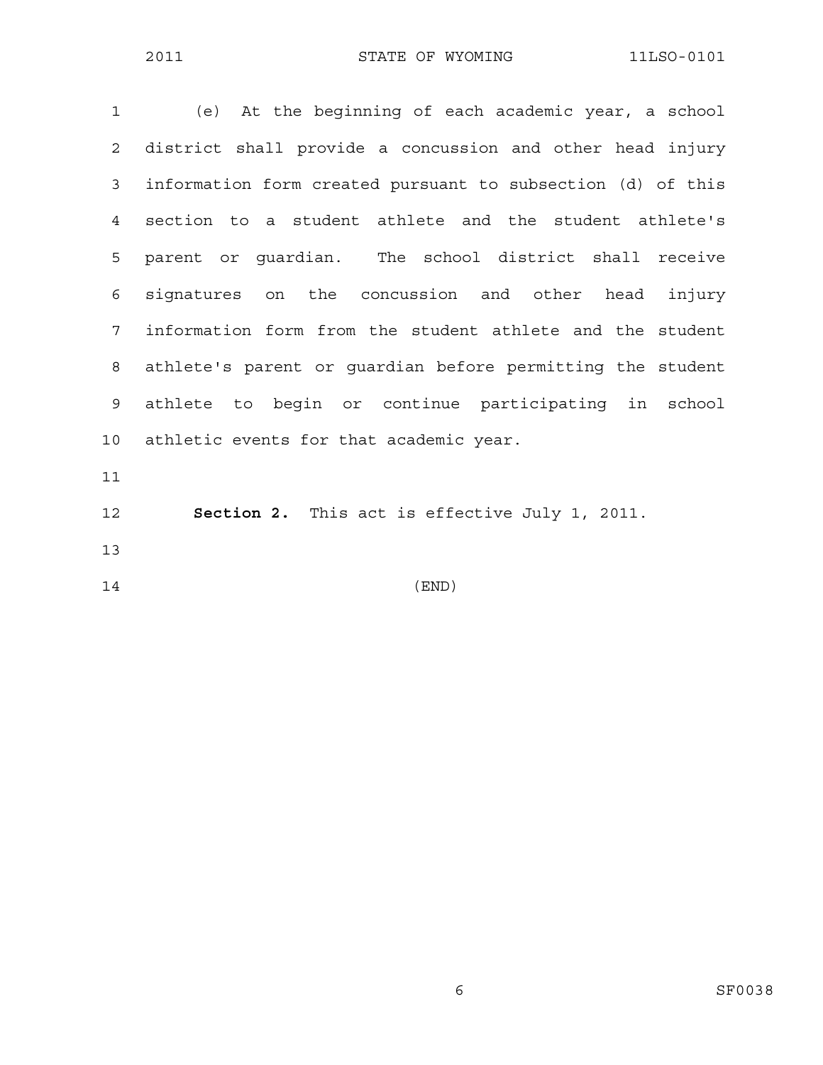(e) At the beginning of each academic year, a school district shall provide a concussion and other head injury information form created pursuant to subsection (d) of this section to a student athlete and the student athlete's parent or guardian. The school district shall receive signatures on the concussion and other head injury information form from the student athlete and the student athlete's parent or guardian before permitting the student athlete to begin or continue participating in school athletic events for that academic year.

**Section 2.** This act is effective July 1, 2011.

(END)